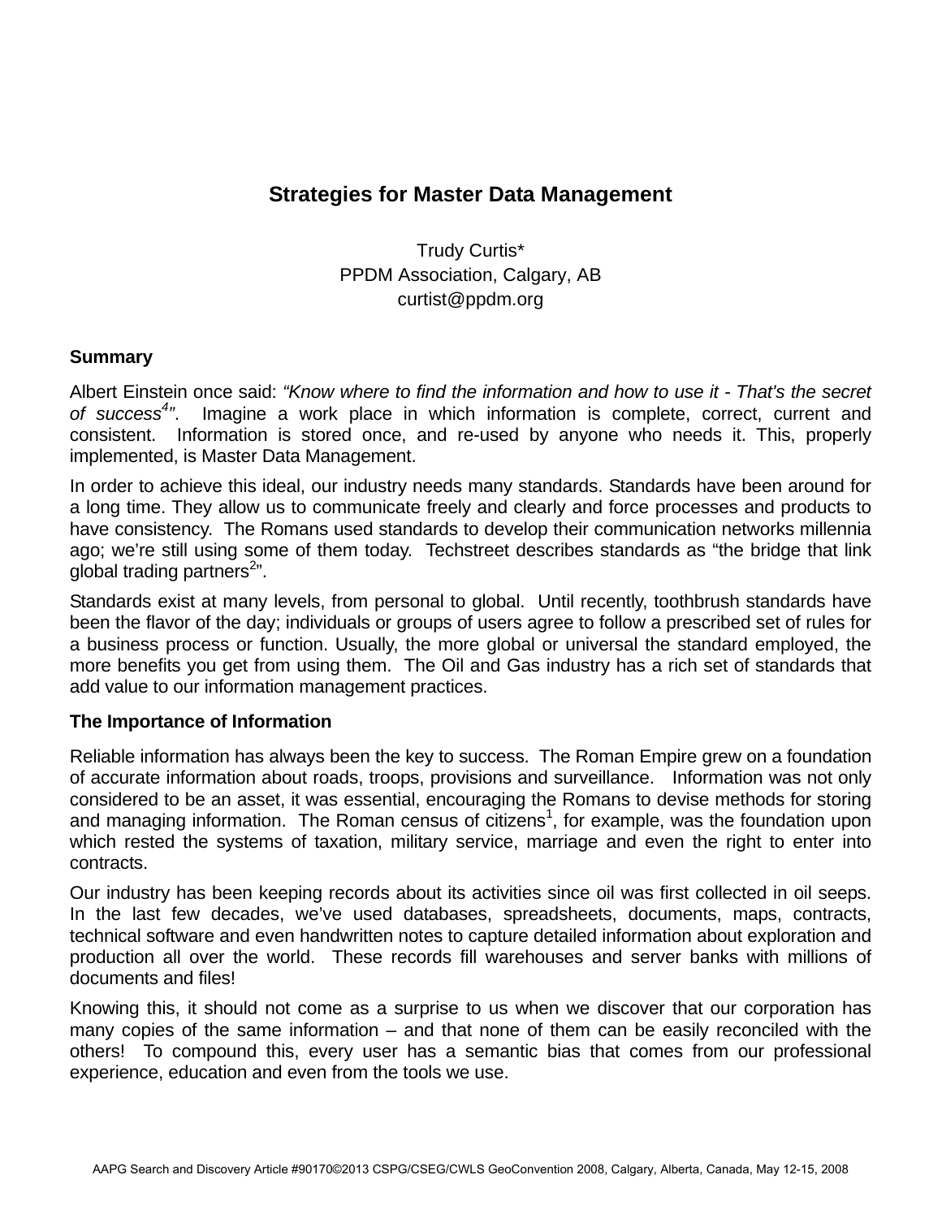# Strategies for Master Data Management

Trudy Curtis*
PPDM Association, Calgary, AB
curtist@ppdm.org

### Summary

Albert Einstein once said: *"Know where to find the information and how to use it - That's the secret of success[4]"*. Imagine a work place in which information is complete, correct, current and consistent. Information is stored once, and re-used by anyone who needs it. This, properly implemented, is Master Data Management.

In order to achieve this ideal, our industry needs many standards. Standards have been around for a long time. They allow us to communicate freely and clearly and force processes and products to have consistency. The Romans used standards to develop their communication networks millennia ago; we're still using some of them today. Techstreet describes standards as "the bridge that link global trading partners[2]".

Standards exist at many levels, from personal to global. Until recently, toothbrush standards have been the flavor of the day; individuals or groups of users agree to follow a prescribed set of rules for a business process or function. Usually, the more global or universal the standard employed, the more benefits you get from using them. The Oil and Gas industry has a rich set of standards that add value to our information management practices.

### The Importance of Information

Reliable information has always been the key to success. The Roman Empire grew on a foundation of accurate information about roads, troops, provisions and surveillance. Information was not only considered to be an asset, it was essential, encouraging the Romans to devise methods for storing and managing information. The Roman census of citizens[1], for example, was the foundation upon which rested the systems of taxation, military service, marriage and even the right to enter into contracts.

Our industry has been keeping records about its activities since oil was first collected in oil seeps. In the last few decades, we've used databases, spreadsheets, documents, maps, contracts, technical software and even handwritten notes to capture detailed information about exploration and production all over the world. These records fill warehouses and server banks with millions of documents and files!

Knowing this, it should not come as a surprise to us when we discover that our corporation has many copies of the same information – and that none of them can be easily reconciled with the others! To compound this, every user has a semantic bias that comes from our professional experience, education and even from the tools we use.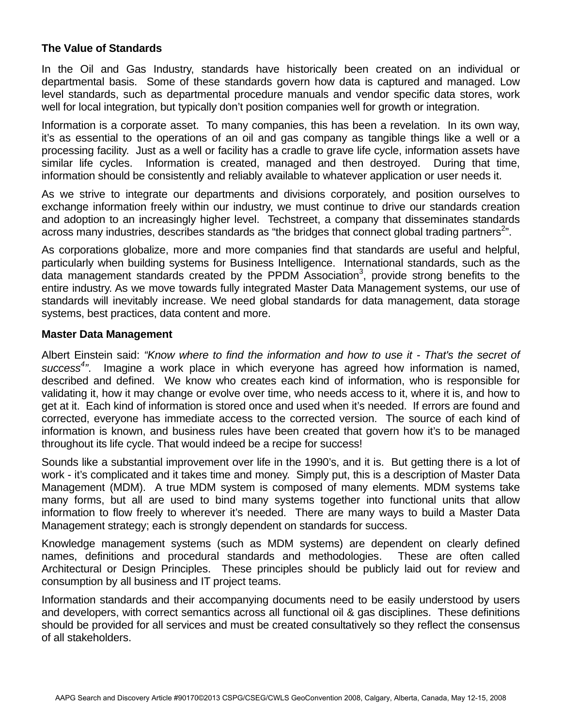## The Value of Standards

In the Oil and Gas Industry, standards have historically been created on an individual or departmental basis. Some of these standards govern how data is captured and managed. Low level standards, such as departmental procedure manuals and vendor specific data stores, work well for local integration, but typically don't position companies well for growth or integration.

Information is a corporate asset. To many companies, this has been a revelation. In its own way, it's as essential to the operations of an oil and gas company as tangible things like a well or a processing facility. Just as a well or facility has a cradle to grave life cycle, information assets have similar life cycles. Information is created, managed and then destroyed. During that time, information should be consistently and reliably available to whatever application or user needs it.

As we strive to integrate our departments and divisions corporately, and position ourselves to exchange information freely within our industry, we must continue to drive our standards creation and adoption to an increasingly higher level. Techstreet, a company that disseminates standards across many industries, describes standards as "the bridges that connect global trading partners[2]".

As corporations globalize, more and more companies find that standards are useful and helpful, particularly when building systems for Business Intelligence. International standards, such as the data management standards created by the PPDM Association[3], provide strong benefits to the entire industry. As we move towards fully integrated Master Data Management systems, our use of standards will inevitably increase. We need global standards for data management, data storage systems, best practices, data content and more.

## Master Data Management

Albert Einstein said: *"Know where to find the information and how to use it - That's the secret of success[4]"*. Imagine a work place in which everyone has agreed how information is named, described and defined. We know who creates each kind of information, who is responsible for validating it, how it may change or evolve over time, who needs access to it, where it is, and how to get at it. Each kind of information is stored once and used when it's needed. If errors are found and corrected, everyone has immediate access to the corrected version. The source of each kind of information is known, and business rules have been created that govern how it's to be managed throughout its life cycle. That would indeed be a recipe for success!

Sounds like a substantial improvement over life in the 1990's, and it is. But getting there is a lot of work - it's complicated and it takes time and money. Simply put, this is a description of Master Data Management (MDM). A true MDM system is composed of many elements. MDM systems take many forms, but all are used to bind many systems together into functional units that allow information to flow freely to wherever it's needed. There are many ways to build a Master Data Management strategy; each is strongly dependent on standards for success.

Knowledge management systems (such as MDM systems) are dependent on clearly defined names, definitions and procedural standards and methodologies. These are often called Architectural or Design Principles. These principles should be publicly laid out for review and consumption by all business and IT project teams.

Information standards and their accompanying documents need to be easily understood by users and developers, with correct semantics across all functional oil & gas disciplines. These definitions should be provided for all services and must be created consultatively so they reflect the consensus of all stakeholders.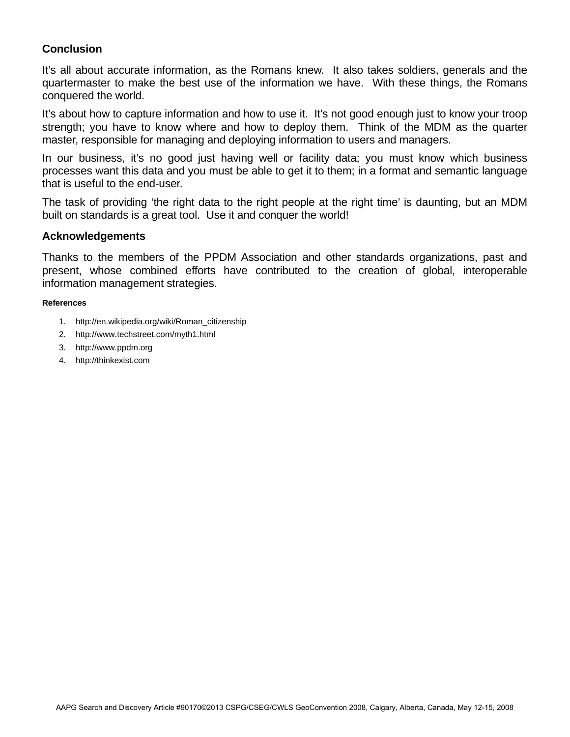## Conclusion

It's all about accurate information, as the Romans knew. It also takes soldiers, generals and the quartermaster to make the best use of the information we have. With these things, the Romans conquered the world.

It's about how to capture information and how to use it. It's not good enough just to know your troop strength; you have to know where and how to deploy them. Think of the MDM as the quarter master, responsible for managing and deploying information to users and managers.

In our business, it's no good just having well or facility data; you must know which business processes want this data and you must be able to get it to them; in a format and semantic language that is useful to the end-user.

The task of providing 'the right data to the right people at the right time' is daunting, but an MDM built on standards is a great tool. Use it and conquer the world!

## Acknowledgements

Thanks to the members of the PPDM Association and other standards organizations, past and present, whose combined efforts have contributed to the creation of global, interoperable information management strategies.

#### References

1. http://en.wikipedia.org/wiki/Roman_citizenship
2. http://www.techstreet.com/myth1.html
3. http://www.ppdm.org
4. http://thinkexist.com